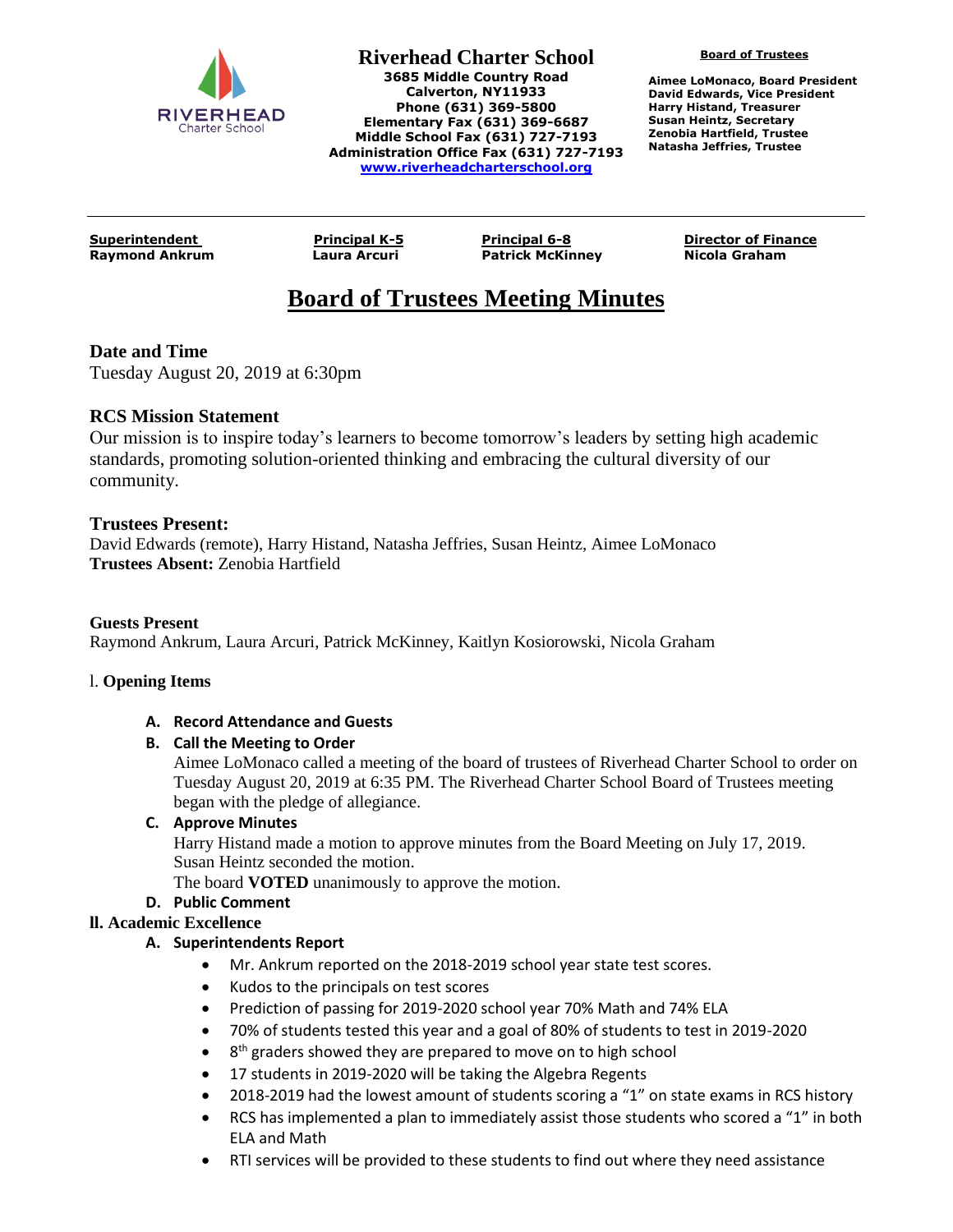**Riverhead Charter School**
**3685 Middle Country Road**
**Calverton, NY11933**
**Phone (631) 369-5800**
**Elementary Fax (631) 369-6687**
**Middle School Fax (631) 727-7193**
**Administration Office Fax (631) 727-7193**
**www.riverheadcharterschool.org**

**Board of Trustees**

**Aimee LoMonaco, Board President**
**David Edwards, Vice President**
**Harry Histand, Treasurer**
**Susan Heintz, Secretary**
**Zenobia Hartfield, Trustee**
**Natasha Jeffries, Trustee**

---

| **Superintendent** | **Principal K-5** | **Principal 6-8** | **Director of Finance** |
|---|---|---|---|
| **Raymond Ankrum** | **Laura Arcuri** | **Patrick McKinney** | **Nicola Graham** |

# Board of Trustees Meeting Minutes

### Date and Time

Tuesday August 20, 2019 at 6:30pm

### RCS Mission Statement

Our mission is to inspire today's learners to become tomorrow's leaders by setting high academic standards, promoting solution-oriented thinking and embracing the cultural diversity of our community.

### Trustees Present:

David Edwards (remote), Harry Histand, Natasha Jeffries, Susan Heintz, Aimee LoMonaco
**Trustees Absent:** Zenobia Hartfield

**Guests Present**
Raymond Ankrum, Laura Arcuri, Patrick McKinney, Kaitlyn Kosiorowski, Nicola Graham

I. **Opening Items**

**A. Record Attendance and Guests**

**B. Call the Meeting to Order**

Aimee LoMonaco called a meeting of the board of trustees of Riverhead Charter School to order on Tuesday August 20, 2019 at 6:35 PM. The Riverhead Charter School Board of Trustees meeting began with the pledge of allegiance.

**C. Approve Minutes**

Harry Histand made a motion to approve minutes from the Board Meeting on July 17, 2019.
Susan Heintz seconded the motion.
The board **VOTED** unanimously to approve the motion.

**D. Public Comment**

**II. Academic Excellence**

**A. Superintendents Report**

- Mr. Ankrum reported on the 2018-2019 school year state test scores.
- Kudos to the principals on test scores
- Prediction of passing for 2019-2020 school year 70% Math and 74% ELA
- 70% of students tested this year and a goal of 80% of students to test in 2019-2020
- 8th graders showed they are prepared to move on to high school
- 17 students in 2019-2020 will be taking the Algebra Regents
- 2018-2019 had the lowest amount of students scoring a "1" on state exams in RCS history
- RCS has implemented a plan to immediately assist those students who scored a "1" in both ELA and Math
- RTI services will be provided to these students to find out where they need assistance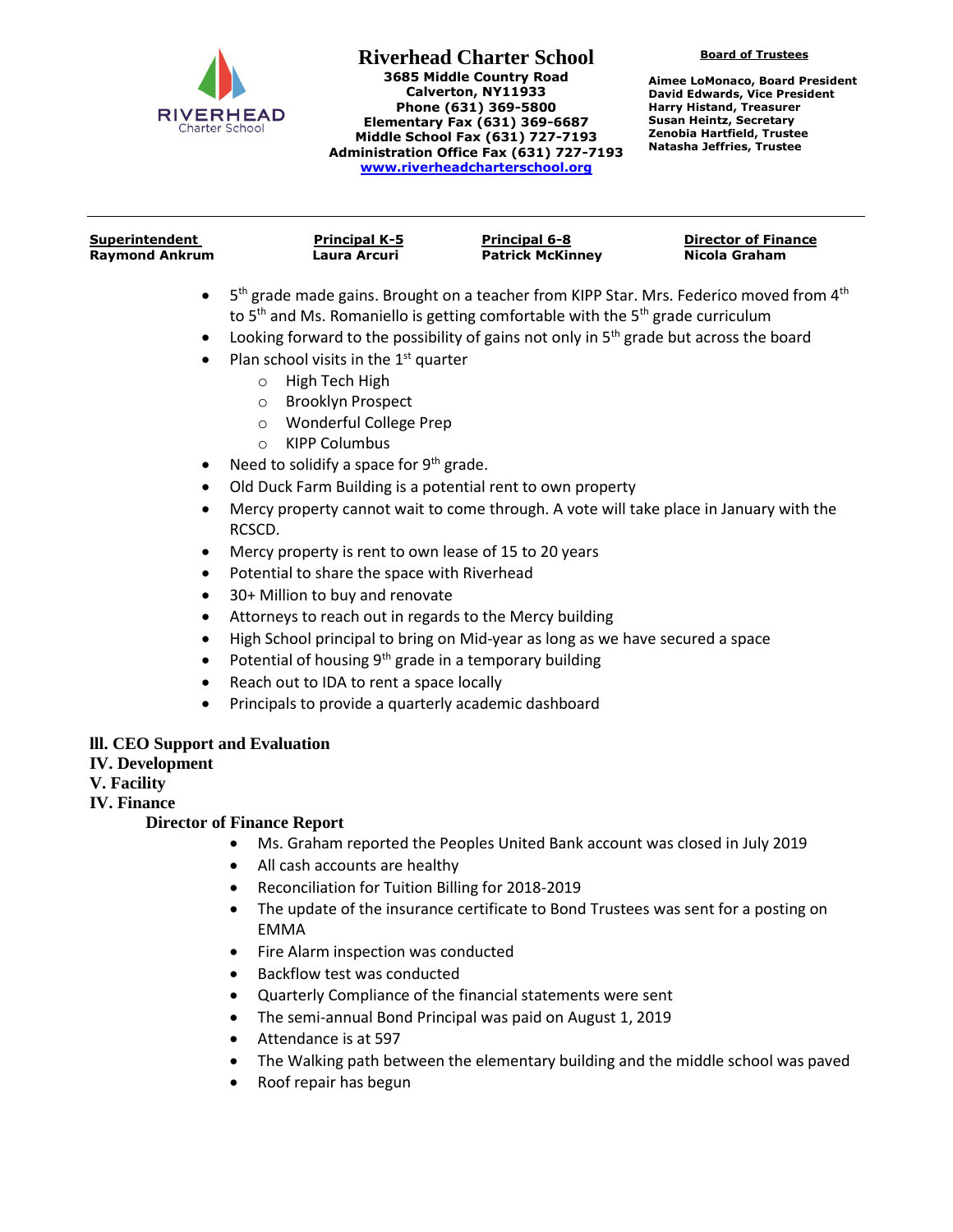- 5th grade made gains. Brought on a teacher from KIPP Star. Mrs. Federico moved from 4th to 5th and Ms. Romaniello is getting comfortable with the 5th grade curriculum
- Looking forward to the possibility of gains not only in 5th grade but across the board
- Plan school visits in the 1st quarter
  - High Tech High
  - Brooklyn Prospect
  - Wonderful College Prep
  - KIPP Columbus
- Need to solidify a space for 9th grade.
- Old Duck Farm Building is a potential rent to own property
- Mercy property cannot wait to come through. A vote will take place in January with the RCSCD.
- Mercy property is rent to own lease of 15 to 20 years
- Potential to share the space with Riverhead
- 30+ Million to buy and renovate
- Attorneys to reach out in regards to the Mercy building
- High School principal to bring on Mid-year as long as we have secured a space
- Potential of housing 9th grade in a temporary building
- Reach out to IDA to rent a space locally
- Principals to provide a quarterly academic dashboard

## lll. CEO Support and Evaluation

## IV. Development

## V. Facility

## IV. Finance

### Director of Finance Report

- Ms. Graham reported the Peoples United Bank account was closed in July 2019
- All cash accounts are healthy
- Reconciliation for Tuition Billing for 2018-2019
- The update of the insurance certificate to Bond Trustees was sent for a posting on EMMA
- Fire Alarm inspection was conducted
- Backflow test was conducted
- Quarterly Compliance of the financial statements were sent
- The semi-annual Bond Principal was paid on August 1, 2019
- Attendance is at 597
- The Walking path between the elementary building and the middle school was paved
- Roof repair has begun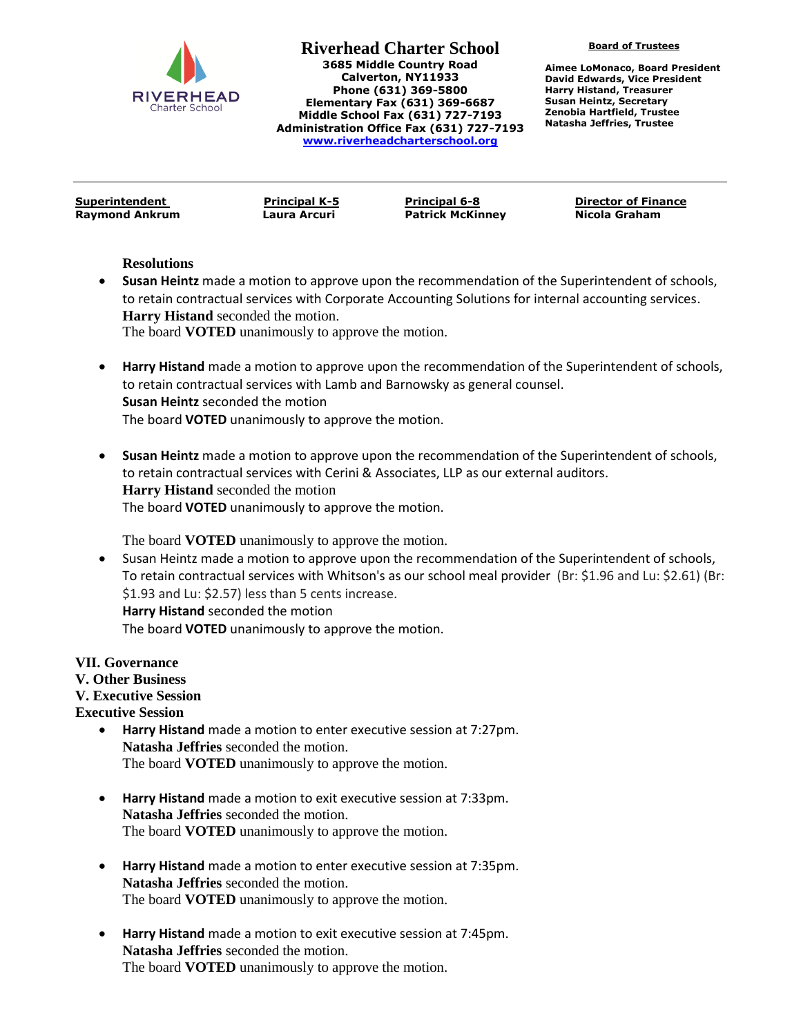**Riverhead Charter School**
3685 Middle Country Road
Calverton, NY11933
Phone (631) 369-5800
Elementary Fax (631) 369-6687
Middle School Fax (631) 727-7193
Administration Office Fax (631) 727-7193
www.riverheadcharterschool.org

**Board of Trustees**

Aimee LoMonaco, Board President
David Edwards, Vice President
Harry Histand, Treasurer
Susan Heintz, Secretary
Zenobia Hartfield, Trustee
Natasha Jeffries, Trustee

| Superintendent | Principal K-5 | Principal 6-8 | Director of Finance |
|---|---|---|---|
| Raymond Ankrum | Laura Arcuri | Patrick McKinney | Nicola Graham |

**Resolutions**

- **Susan Heintz** made a motion to approve upon the recommendation of the Superintendent of schools, to retain contractual services with Corporate Accounting Solutions for internal accounting services.
  **Harry Histand** seconded the motion.
  The board **VOTED** unanimously to approve the motion.

- **Harry Histand** made a motion to approve upon the recommendation of the Superintendent of schools, to retain contractual services with Lamb and Barnowsky as general counsel.
  **Susan Heintz** seconded the motion
  The board **VOTED** unanimously to approve the motion.

- **Susan Heintz** made a motion to approve upon the recommendation of the Superintendent of schools, to retain contractual services with Cerini & Associates, LLP as our external auditors.
  **Harry Histand** seconded the motion
  The board **VOTED** unanimously to approve the motion.

  The board **VOTED** unanimously to approve the motion.
- Susan Heintz made a motion to approve upon the recommendation of the Superintendent of schools, To retain contractual services with Whitson's as our school meal provider (Br: $1.96 and Lu: $2.61) (Br: $1.93 and Lu: $2.57) less than 5 cents increase.
  **Harry Histand** seconded the motion
  The board **VOTED** unanimously to approve the motion.

**VII. Governance**
**V. Other Business**
**V. Executive Session**
**Executive Session**

- **Harry Histand** made a motion to enter executive session at 7:27pm.
  **Natasha Jeffries** seconded the motion.
  The board **VOTED** unanimously to approve the motion.

- **Harry Histand** made a motion to exit executive session at 7:33pm.
  **Natasha Jeffries** seconded the motion.
  The board **VOTED** unanimously to approve the motion.

- **Harry Histand** made a motion to enter executive session at 7:35pm.
  **Natasha Jeffries** seconded the motion.
  The board **VOTED** unanimously to approve the motion.

- **Harry Histand** made a motion to exit executive session at 7:45pm.
  **Natasha Jeffries** seconded the motion.
  The board **VOTED** unanimously to approve the motion.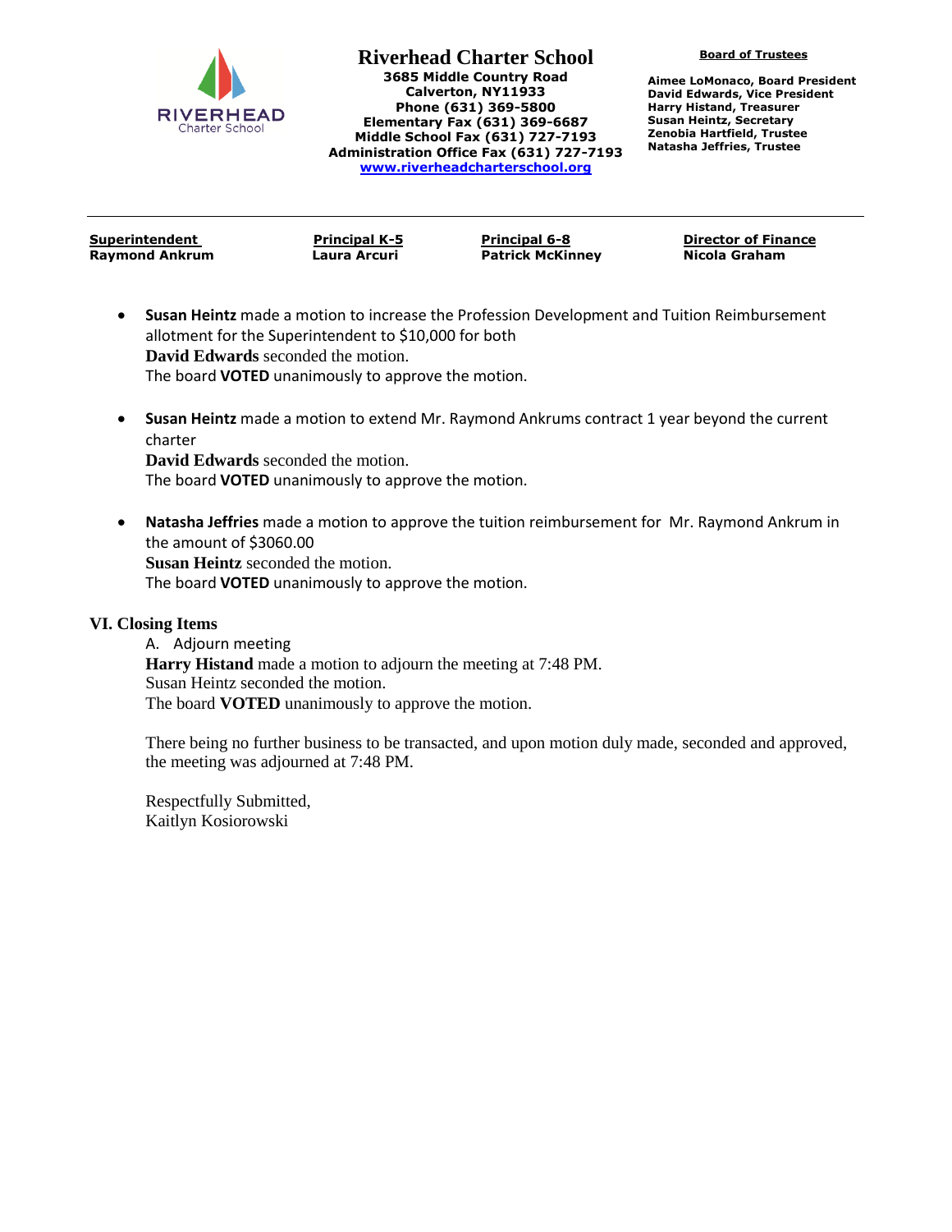**Riverhead Charter School**
**3685 Middle Country Road**
**Calverton, NY11933**
**Phone (631) 369-5800**
**Elementary Fax (631) 369-6687**
**Middle School Fax (631) 727-7193**
**Administration Office Fax (631) 727-7193**
**www.riverheadcharterschool.org**

**Board of Trustees**

**Aimee LoMonaco, Board President**
**David Edwards, Vice President**
**Harry Histand, Treasurer**
**Susan Heintz, Secretary**
**Zenobia Hartfield, Trustee**
**Natasha Jeffries, Trustee**

| **Superintendent** | **Principal K-5** | **Principal 6-8** | **Director of Finance** |
|---|---|---|---|
| **Raymond Ankrum** | **Laura Arcuri** | **Patrick McKinney** | **Nicola Graham** |

- **Susan Heintz** made a motion to increase the Profession Development and Tuition Reimbursement allotment for the Superintendent to $10,000 for both
  **David Edwards** seconded the motion.
  The board **VOTED** unanimously to approve the motion.

- **Susan Heintz** made a motion to extend Mr. Raymond Ankrums contract 1 year beyond the current charter
  **David Edwards** seconded the motion.
  The board **VOTED** unanimously to approve the motion.

- **Natasha Jeffries** made a motion to approve the tuition reimbursement for Mr. Raymond Ankrum in the amount of $3060.00
  **Susan Heintz** seconded the motion.
  The board **VOTED** unanimously to approve the motion.

### VI. Closing Items

A. Adjourn meeting
**Harry Histand** made a motion to adjourn the meeting at 7:48 PM.
Susan Heintz seconded the motion.
The board **VOTED** unanimously to approve the motion.

There being no further business to be transacted, and upon motion duly made, seconded and approved, the meeting was adjourned at 7:48 PM.

Respectfully Submitted,
Kaitlyn Kosiorowski